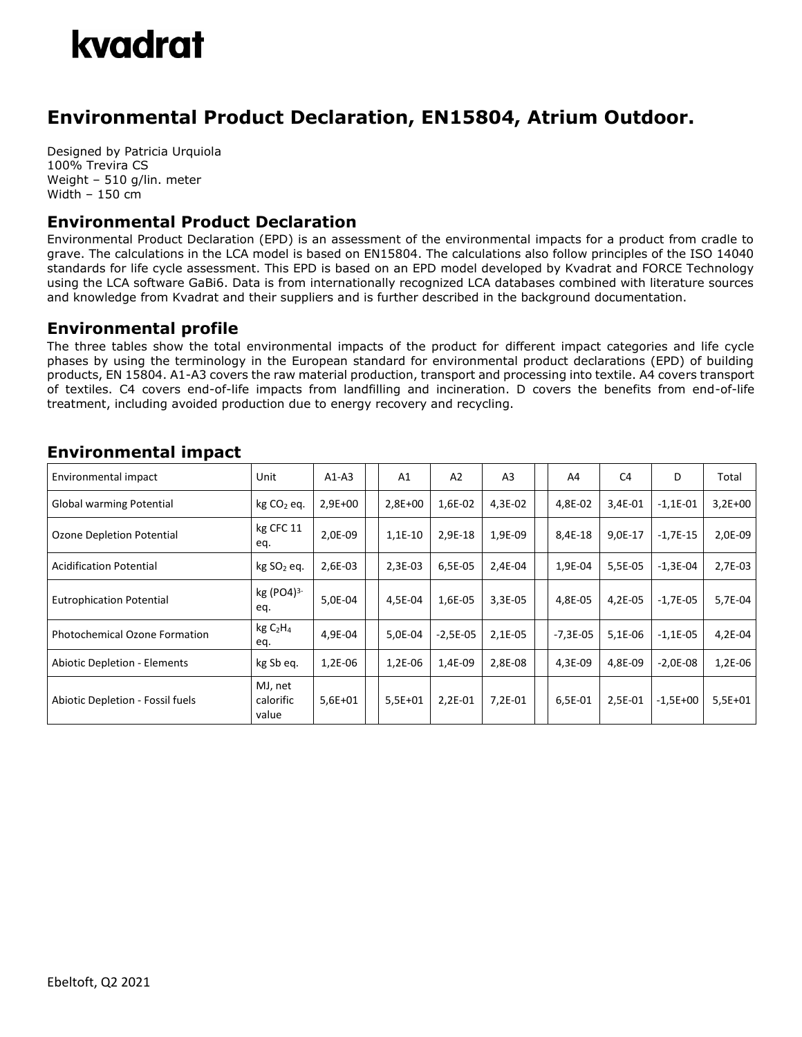# kvadrat

## Environmental Product Declaration, EN15804, Atrium Outdoor.

Designed by Patricia Urquiola
100% Trevira CS
Weight – 510 g/lin. meter
Width – 150 cm

### Environmental Product Declaration

Environmental Product Declaration (EPD) is an assessment of the environmental impacts for a product from cradle to grave. The calculations in the LCA model is based on EN15804. The calculations also follow principles of the ISO 14040 standards for life cycle assessment. This EPD is based on an EPD model developed by Kvadrat and FORCE Technology using the LCA software GaBi6. Data is from internationally recognized LCA databases combined with literature sources and knowledge from Kvadrat and their suppliers and is further described in the background documentation.

### Environmental profile

The three tables show the total environmental impacts of the product for different impact categories and life cycle phases by using the terminology in the European standard for environmental product declarations (EPD) of building products, EN 15804. A1-A3 covers the raw material production, transport and processing into textile. A4 covers transport of textiles. C4 covers end-of-life impacts from landfilling and incineration. D covers the benefits from end-of-life treatment, including avoided production due to energy recovery and recycling.

### Environmental impact

| Environmental impact | Unit | A1-A3 | | A1 | A2 | A3 | | A4 | C4 | D | Total |
|---|---|---|---|---|---|---|---|---|---|---|---|
| Global warming Potential | kg $CO_2$ eq. | 2,9E+00 | | 2,8E+00 | 1,6E-02 | 4,3E-02 | | 4,8E-02 | 3,4E-01 | -1,1E-01 | 3,2E+00 |
| Ozone Depletion Potential | kg CFC 11 eq. | 2,0E-09 | | 1,1E-10 | 2,9E-18 | 1,9E-09 | | 8,4E-18 | 9,0E-17 | -1,7E-15 | 2,0E-09 |
| Acidification Potential | kg $SO_2$ eq. | 2,6E-03 | | 2,3E-03 | 6,5E-05 | 2,4E-04 | | 1,9E-04 | 5,5E-05 | -1,3E-04 | 2,7E-03 |
| Eutrophication Potential | kg $(PO4)^{3-}$ eq. | 5,0E-04 | | 4,5E-04 | 1,6E-05 | 3,3E-05 | | 4,8E-05 | 4,2E-05 | -1,7E-05 | 5,7E-04 |
| Photochemical Ozone Formation | kg $C_2H_4$ eq. | 4,9E-04 | | 5,0E-04 | -2,5E-05 | 2,1E-05 | | -7,3E-05 | 5,1E-06 | -1,1E-05 | 4,2E-04 |
| Abiotic Depletion - Elements | kg Sb eq. | 1,2E-06 | | 1,2E-06 | 1,4E-09 | 2,8E-08 | | 4,3E-09 | 4,8E-09 | -2,0E-08 | 1,2E-06 |
| Abiotic Depletion - Fossil fuels | MJ, net calorific value | 5,6E+01 | | 5,5E+01 | 2,2E-01 | 7,2E-01 | | 6,5E-01 | 2,5E-01 | -1,5E+00 | 5,5E+01 |

Ebeltoft, Q2 2021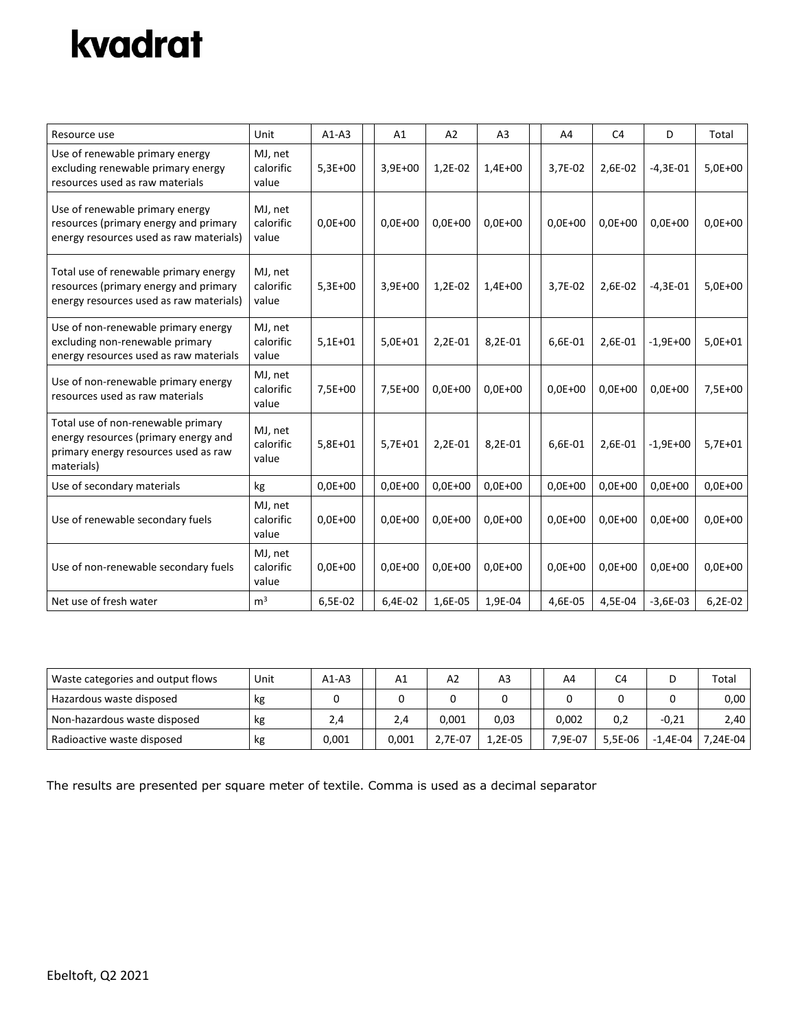| Resource use | Unit | A1-A3 | | A1 | A2 | A3 | | A4 | C4 | D | Total |
|---|---|---|---|---|---|---|---|---|---|---|---|
| Use of renewable primary energy excluding renewable primary energy resources used as raw materials | MJ, net calorific value | 5,3E+00 | | 3,9E+00 | 1,2E-02 | 1,4E+00 | | 3,7E-02 | 2,6E-02 | -4,3E-01 | 5,0E+00 |
| Use of renewable primary energy resources (primary energy and primary energy resources used as raw materials) | MJ, net calorific value | 0,0E+00 | | 0,0E+00 | 0,0E+00 | 0,0E+00 | | 0,0E+00 | 0,0E+00 | 0,0E+00 | 0,0E+00 |
| Total use of renewable primary energy resources (primary energy and primary energy resources used as raw materials) | MJ, net calorific value | 5,3E+00 | | 3,9E+00 | 1,2E-02 | 1,4E+00 | | 3,7E-02 | 2,6E-02 | -4,3E-01 | 5,0E+00 |
| Use of non-renewable primary energy excluding non-renewable primary energy resources used as raw materials | MJ, net calorific value | 5,1E+01 | | 5,0E+01 | 2,2E-01 | 8,2E-01 | | 6,6E-01 | 2,6E-01 | -1,9E+00 | 5,0E+01 |
| Use of non-renewable primary energy resources used as raw materials | MJ, net calorific value | 7,5E+00 | | 7,5E+00 | 0,0E+00 | 0,0E+00 | | 0,0E+00 | 0,0E+00 | 0,0E+00 | 7,5E+00 |
| Total use of non-renewable primary energy resources (primary energy and primary energy resources used as raw materials) | MJ, net calorific value | 5,8E+01 | | 5,7E+01 | 2,2E-01 | 8,2E-01 | | 6,6E-01 | 2,6E-01 | -1,9E+00 | 5,7E+01 |
| Use of secondary materials | kg | 0,0E+00 | | 0,0E+00 | 0,0E+00 | 0,0E+00 | | 0,0E+00 | 0,0E+00 | 0,0E+00 | 0,0E+00 |
| Use of renewable secondary fuels | MJ, net calorific value | 0,0E+00 | | 0,0E+00 | 0,0E+00 | 0,0E+00 | | 0,0E+00 | 0,0E+00 | 0,0E+00 | 0,0E+00 |
| Use of non-renewable secondary fuels | MJ, net calorific value | 0,0E+00 | | 0,0E+00 | 0,0E+00 | 0,0E+00 | | 0,0E+00 | 0,0E+00 | 0,0E+00 | 0,0E+00 |
| Net use of fresh water | $m^3$ | 6,5E-02 | | 6,4E-02 | 1,6E-05 | 1,9E-04 | | 4,6E-05 | 4,5E-04 | -3,6E-03 | 6,2E-02 |

| Waste categories and output flows | Unit | A1-A3 | | A1 | A2 | A3 | | A4 | C4 | D | Total |
|---|---|---|---|---|---|---|---|---|---|---|---|
| Hazardous waste disposed | kg | 0 | | 0 | 0 | 0 | | 0 | 0 | 0 | 0,00 |
| Non-hazardous waste disposed | kg | 2,4 | | 2,4 | 0,001 | 0,03 | | 0,002 | 0,2 | -0,21 | 2,40 |
| Radioactive waste disposed | kg | 0,001 | | 0,001 | 2,7E-07 | 1,2E-05 | | 7,9E-07 | 5,5E-06 | -1,4E-04 | 7,24E-04 |

The results are presented per square meter of textile. Comma is used as a decimal separator

Ebeltoft, Q2 2021